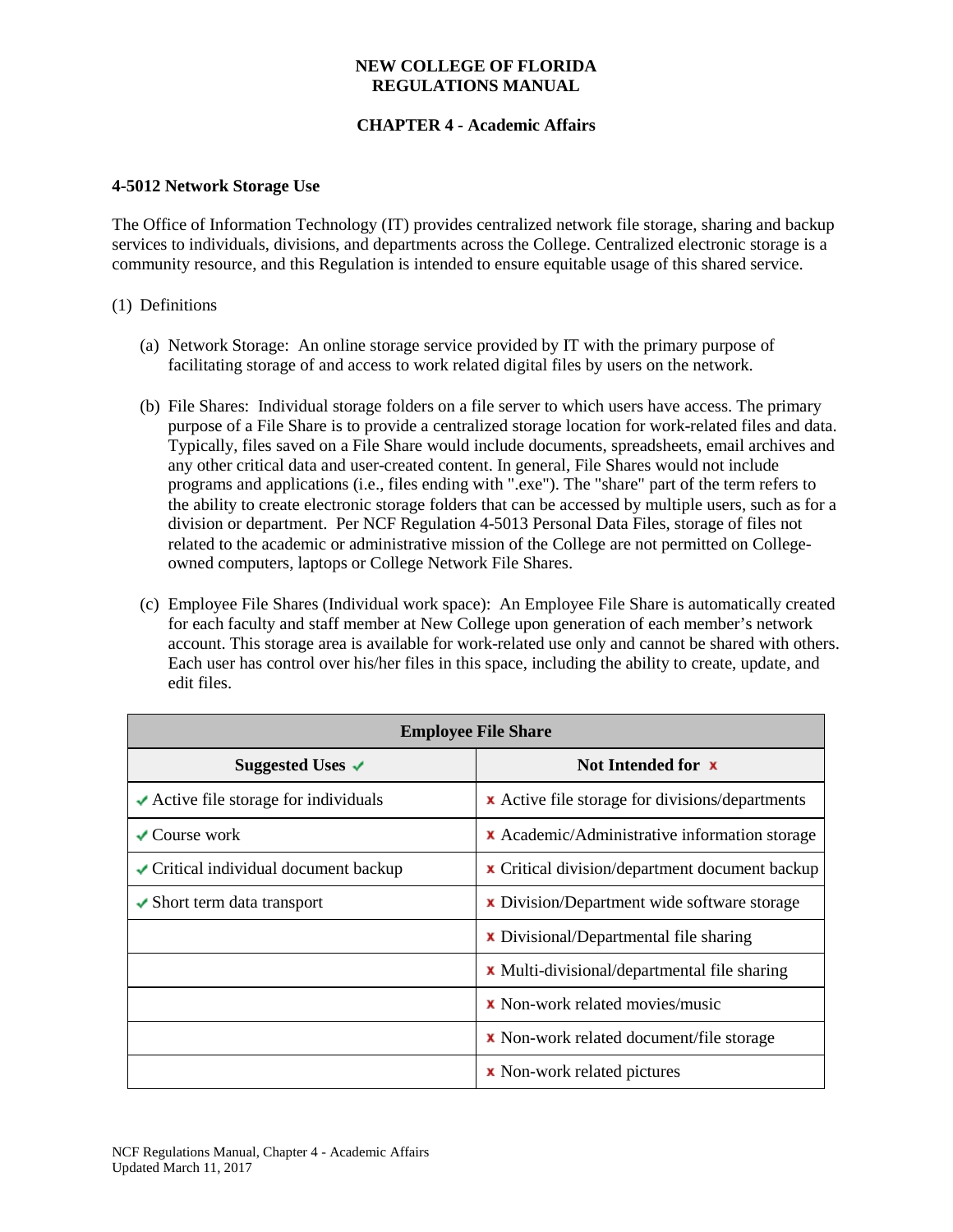**NEW COLLEGE OF FLORIDA**
**REGULATIONS MANUAL**

**CHAPTER 4 - Academic Affairs**

**4-5012 Network Storage Use**

The Office of Information Technology (IT) provides centralized network file storage, sharing and backup services to individuals, divisions, and departments across the College. Centralized electronic storage is a community resource, and this Regulation is intended to ensure equitable usage of this shared service.

(1) Definitions

(a) Network Storage: An online storage service provided by IT with the primary purpose of facilitating storage of and access to work related digital files by users on the network.

(b) File Shares: Individual storage folders on a file server to which users have access. The primary purpose of a File Share is to provide a centralized storage location for work-related files and data. Typically, files saved on a File Share would include documents, spreadsheets, email archives and any other critical data and user-created content. In general, File Shares would not include programs and applications (i.e., files ending with ".exe"). The "share" part of the term refers to the ability to create electronic storage folders that can be accessed by multiple users, such as for a division or department. Per NCF Regulation 4-5013 Personal Data Files, storage of files not related to the academic or administrative mission of the College are not permitted on College-owned computers, laptops or College Network File Shares.

(c) Employee File Shares (Individual work space): An Employee File Share is automatically created for each faculty and staff member at New College upon generation of each member's network account. This storage area is available for work-related use only and cannot be shared with others. Each user has control over his/her files in this space, including the ability to create, update, and edit files.

| **Employee File Share** | |
|---|---|
| **Suggested Uses ✔** | **Not Intended for ✘** |
| ✔ Active file storage for individuals | ✘ Active file storage for divisions/departments |
| ✔ Course work | ✘ Academic/Administrative information storage |
| ✔ Critical individual document backup | ✘ Critical division/department document backup |
| ✔ Short term data transport | ✘ Division/Department wide software storage |
| | ✘ Divisional/Departmental file sharing |
| | ✘ Multi-divisional/departmental file sharing |
| | ✘ Non-work related movies/music |
| | ✘ Non-work related document/file storage |
| | ✘ Non-work related pictures |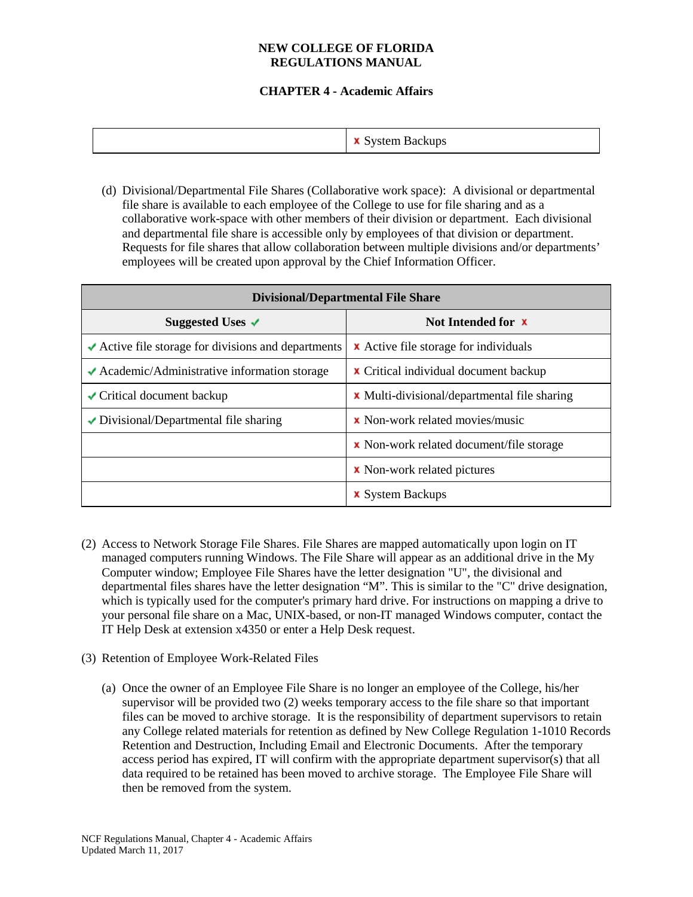| | ✘ System Backups |
|---|---|

(d) Divisional/Departmental File Shares (Collaborative work space): A divisional or departmental file share is available to each employee of the College to use for file sharing and as a collaborative work-space with other members of their division or department. Each divisional and departmental file share is accessible only by employees of that division or department. Requests for file shares that allow collaboration between multiple divisions and/or departments' employees will be created upon approval by the Chief Information Officer.

| **Divisional/Departmental File Share** | |
|---|---|
| **Suggested Uses ✔** | **Not Intended for ✘** |
| ✔ Active file storage for divisions and departments | ✘ Active file storage for individuals |
| ✔ Academic/Administrative information storage | ✘ Critical individual document backup |
| ✔ Critical document backup | ✘ Multi-divisional/departmental file sharing |
| ✔ Divisional/Departmental file sharing | ✘ Non-work related movies/music |
| | ✘ Non-work related document/file storage |
| | ✘ Non-work related pictures |
| | ✘ System Backups |

(2) Access to Network Storage File Shares. File Shares are mapped automatically upon login on IT managed computers running Windows. The File Share will appear as an additional drive in the My Computer window; Employee File Shares have the letter designation "U", the divisional and departmental files shares have the letter designation "M". This is similar to the "C" drive designation, which is typically used for the computer's primary hard drive. For instructions on mapping a drive to your personal file share on a Mac, UNIX-based, or non-IT managed Windows computer, contact the IT Help Desk at extension x4350 or enter a Help Desk request.

(3) Retention of Employee Work-Related Files

(a) Once the owner of an Employee File Share is no longer an employee of the College, his/her supervisor will be provided two (2) weeks temporary access to the file share so that important files can be moved to archive storage. It is the responsibility of department supervisors to retain any College related materials for retention as defined by New College Regulation 1-1010 Records Retention and Destruction, Including Email and Electronic Documents. After the temporary access period has expired, IT will confirm with the appropriate department supervisor(s) that all data required to be retained has been moved to archive storage. The Employee File Share will then be removed from the system.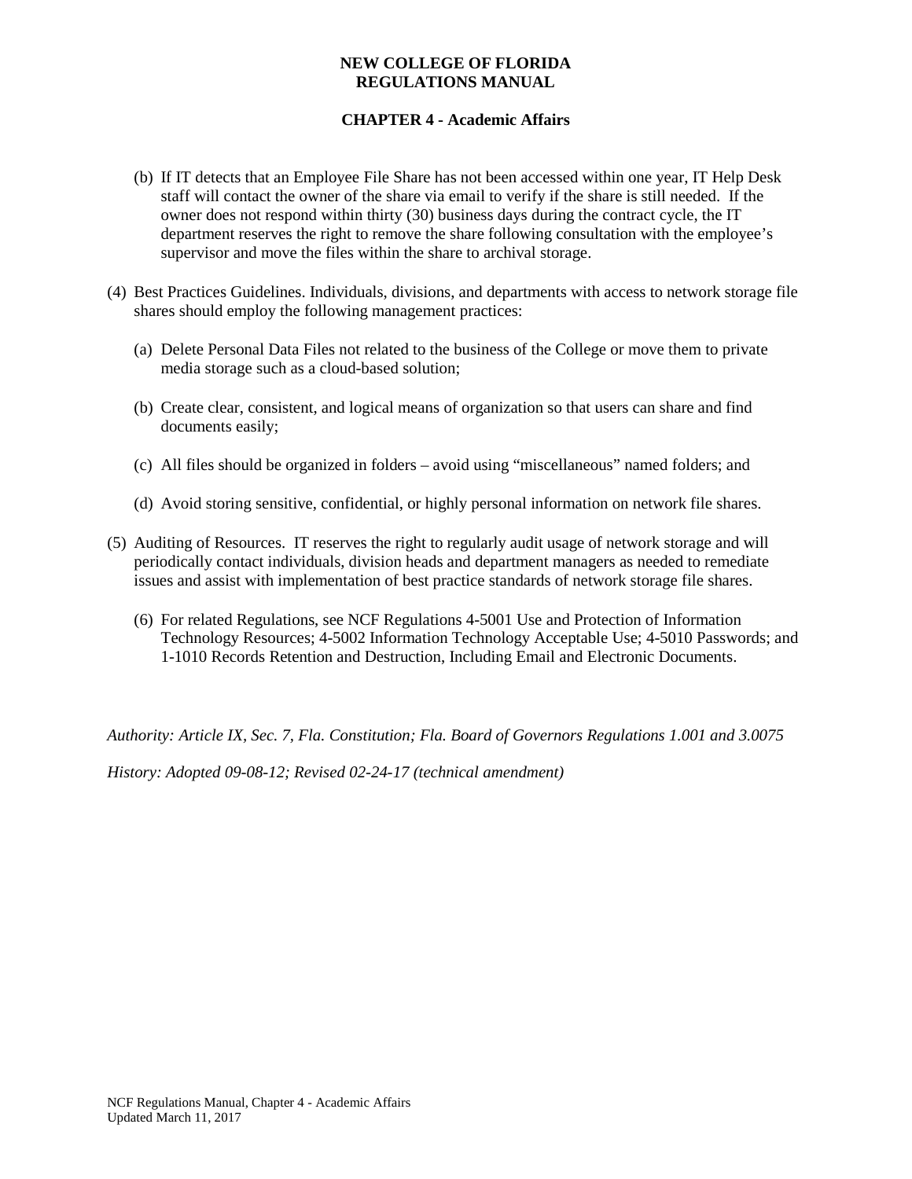(b) If IT detects that an Employee File Share has not been accessed within one year, IT Help Desk staff will contact the owner of the share via email to verify if the share is still needed. If the owner does not respond within thirty (30) business days during the contract cycle, the IT department reserves the right to remove the share following consultation with the employee's supervisor and move the files within the share to archival storage.

(4) Best Practices Guidelines. Individuals, divisions, and departments with access to network storage file shares should employ the following management practices:

(a) Delete Personal Data Files not related to the business of the College or move them to private media storage such as a cloud-based solution;

(b) Create clear, consistent, and logical means of organization so that users can share and find documents easily;

(c) All files should be organized in folders – avoid using "miscellaneous" named folders; and

(d) Avoid storing sensitive, confidential, or highly personal information on network file shares.

(5) Auditing of Resources. IT reserves the right to regularly audit usage of network storage and will periodically contact individuals, division heads and department managers as needed to remediate issues and assist with implementation of best practice standards of network storage file shares.

(6) For related Regulations, see NCF Regulations 4-5001 Use and Protection of Information Technology Resources; 4-5002 Information Technology Acceptable Use; 4-5010 Passwords; and 1-1010 Records Retention and Destruction, Including Email and Electronic Documents.

*Authority: Article IX, Sec. 7, Fla. Constitution; Fla. Board of Governors Regulations 1.001 and 3.0075*

*History: Adopted 09-08-12; Revised 02-24-17 (technical amendment)*